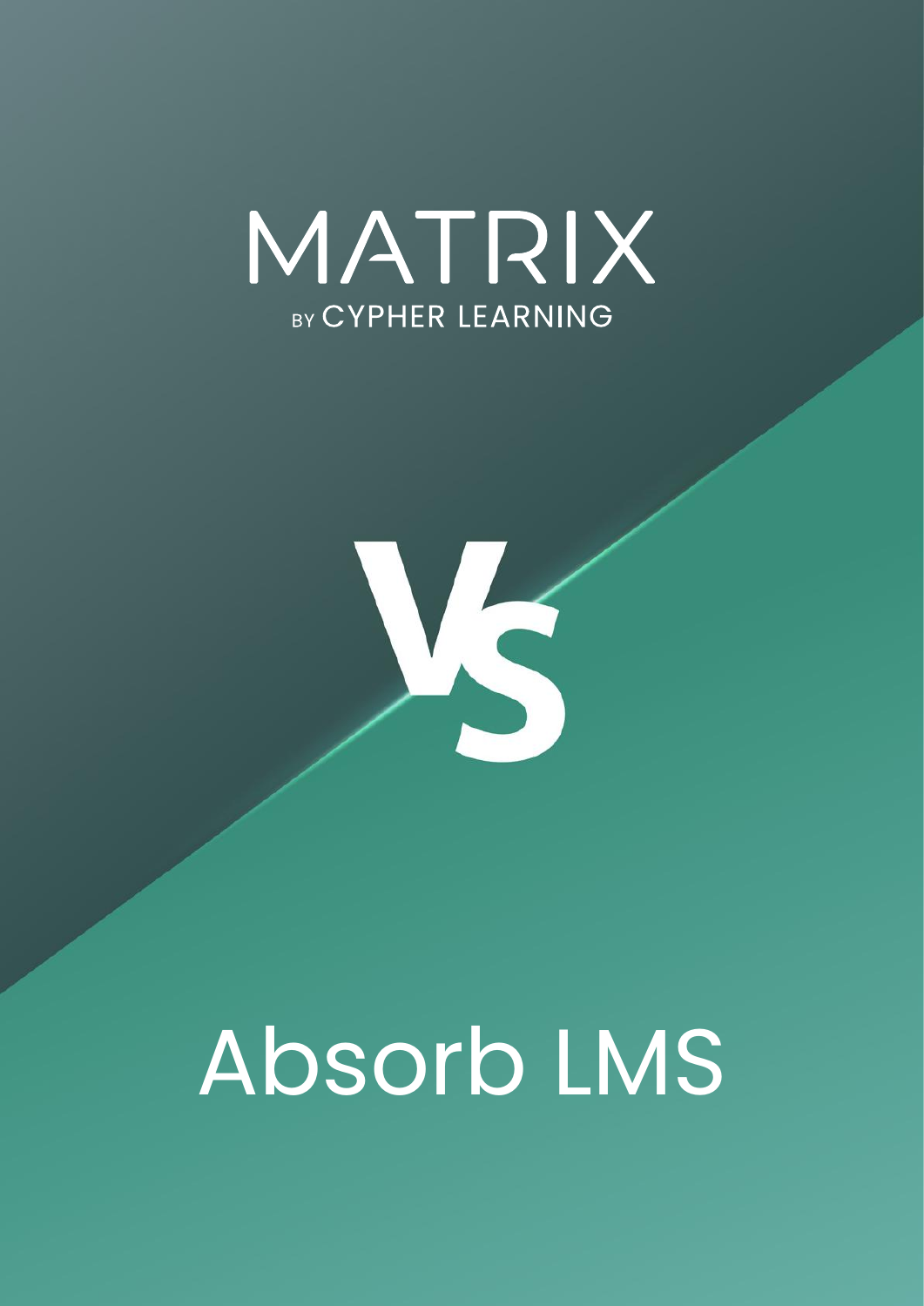# MATRIX

BY CYPHER LEARNING

# VS

# Absorb LMS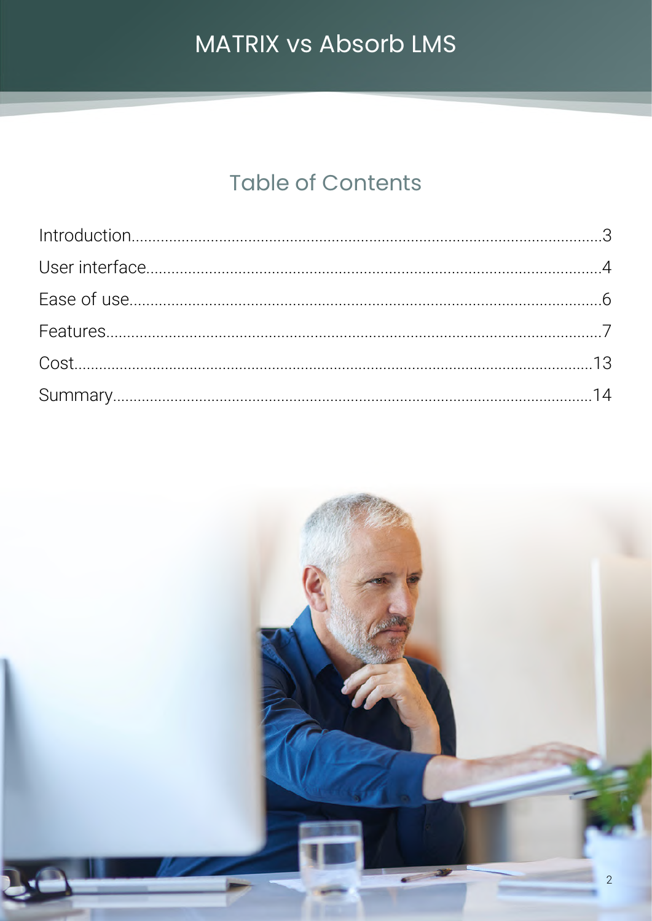# Table of Contents

| | |
|---|---|
| Introduction | 3 |
| User interface | 4 |
| Ease of use | 6 |
| Features | 7 |
| Cost | 13 |
| Summary | 14 |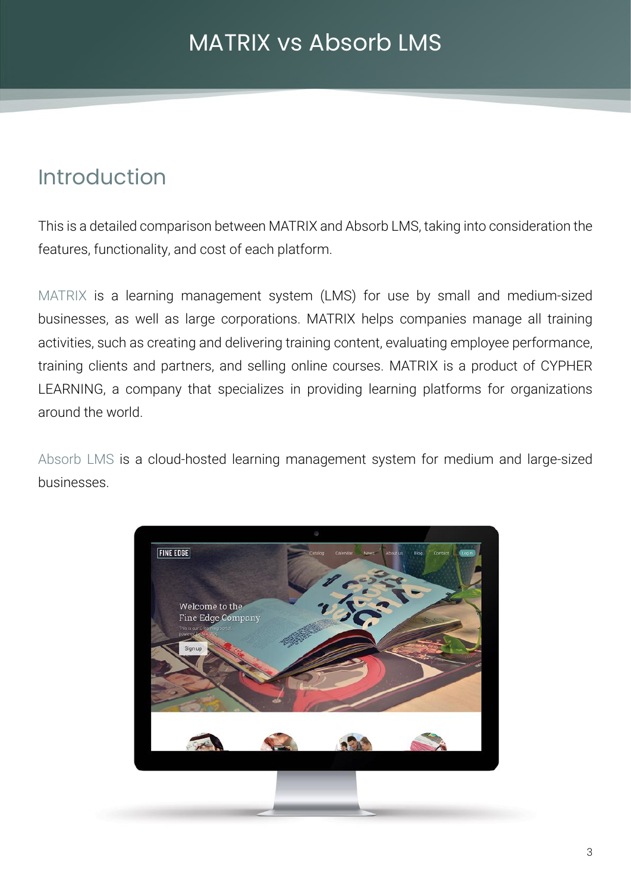# MATRIX vs Absorb LMS

## Introduction

This is a detailed comparison between MATRIX and Absorb LMS, taking into consideration the features, functionality, and cost of each platform.

MATRIX is a learning management system (LMS) for use by small and medium-sized businesses, as well as large corporations. MATRIX helps companies manage all training activities, such as creating and delivering training content, evaluating employee performance, training clients and partners, and selling online courses. MATRIX is a product of CYPHER LEARNING, a company that specializes in providing learning platforms for organizations around the world.

Absorb LMS is a cloud-hosted learning management system for medium and large-sized businesses.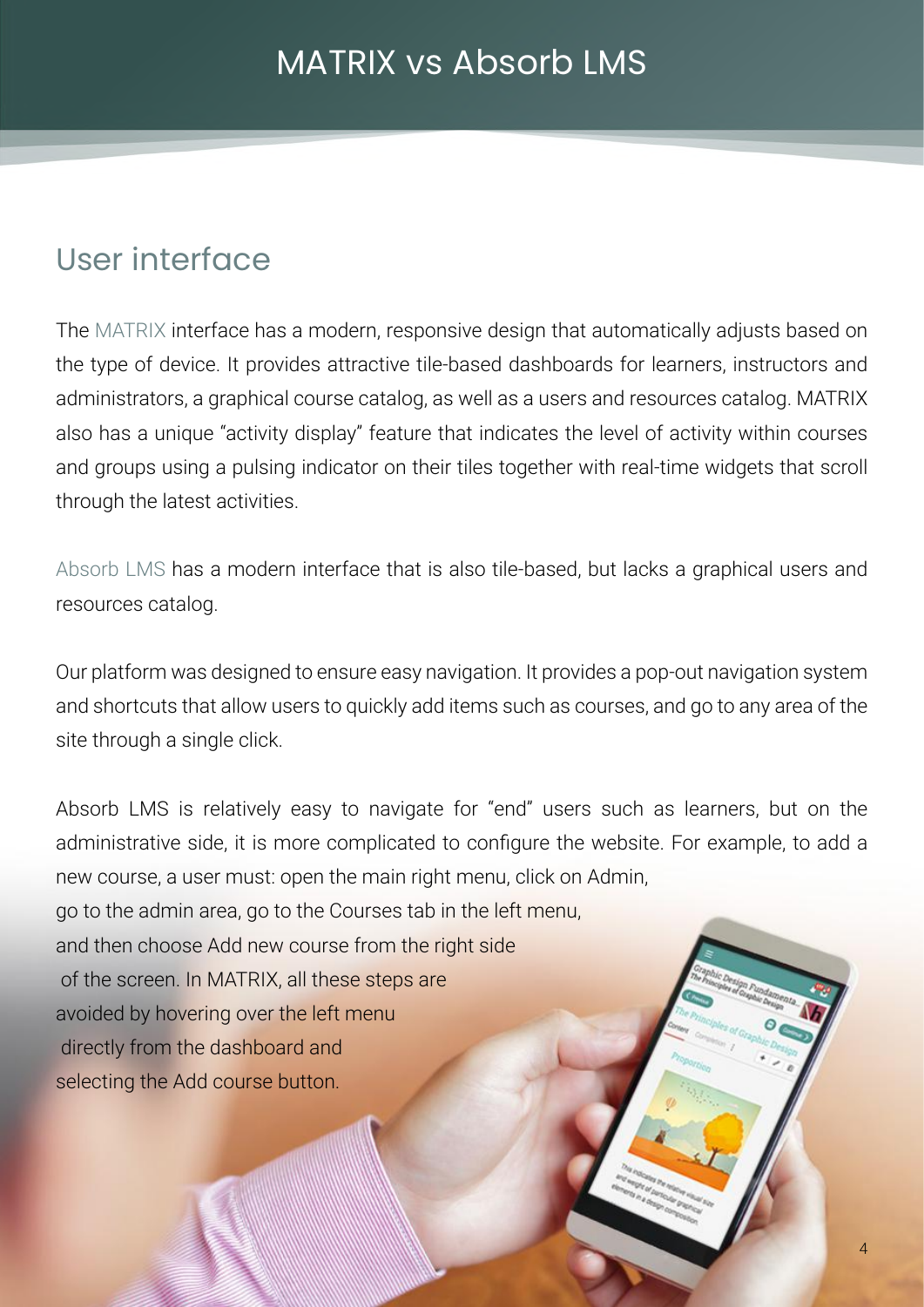# MATRIX vs Absorb LMS

## User interface

The MATRIX interface has a modern, responsive design that automatically adjusts based on the type of device. It provides attractive tile-based dashboards for learners, instructors and administrators, a graphical course catalog, as well as a users and resources catalog. MATRIX also has a unique "activity display" feature that indicates the level of activity within courses and groups using a pulsing indicator on their tiles together with real-time widgets that scroll through the latest activities.

Absorb LMS has a modern interface that is also tile-based, but lacks a graphical users and resources catalog.

Our platform was designed to ensure easy navigation. It provides a pop-out navigation system and shortcuts that allow users to quickly add items such as courses, and go to any area of the site through a single click.

Absorb LMS is relatively easy to navigate for "end" users such as learners, but on the administrative side, it is more complicated to configure the website. For example, to add a new course, a user must: open the main right menu, click on Admin, go to the admin area, go to the Courses tab in the left menu, and then choose Add new course from the right side of the screen. In MATRIX, all these steps are avoided by hovering over the left menu directly from the dashboard and selecting the Add course button.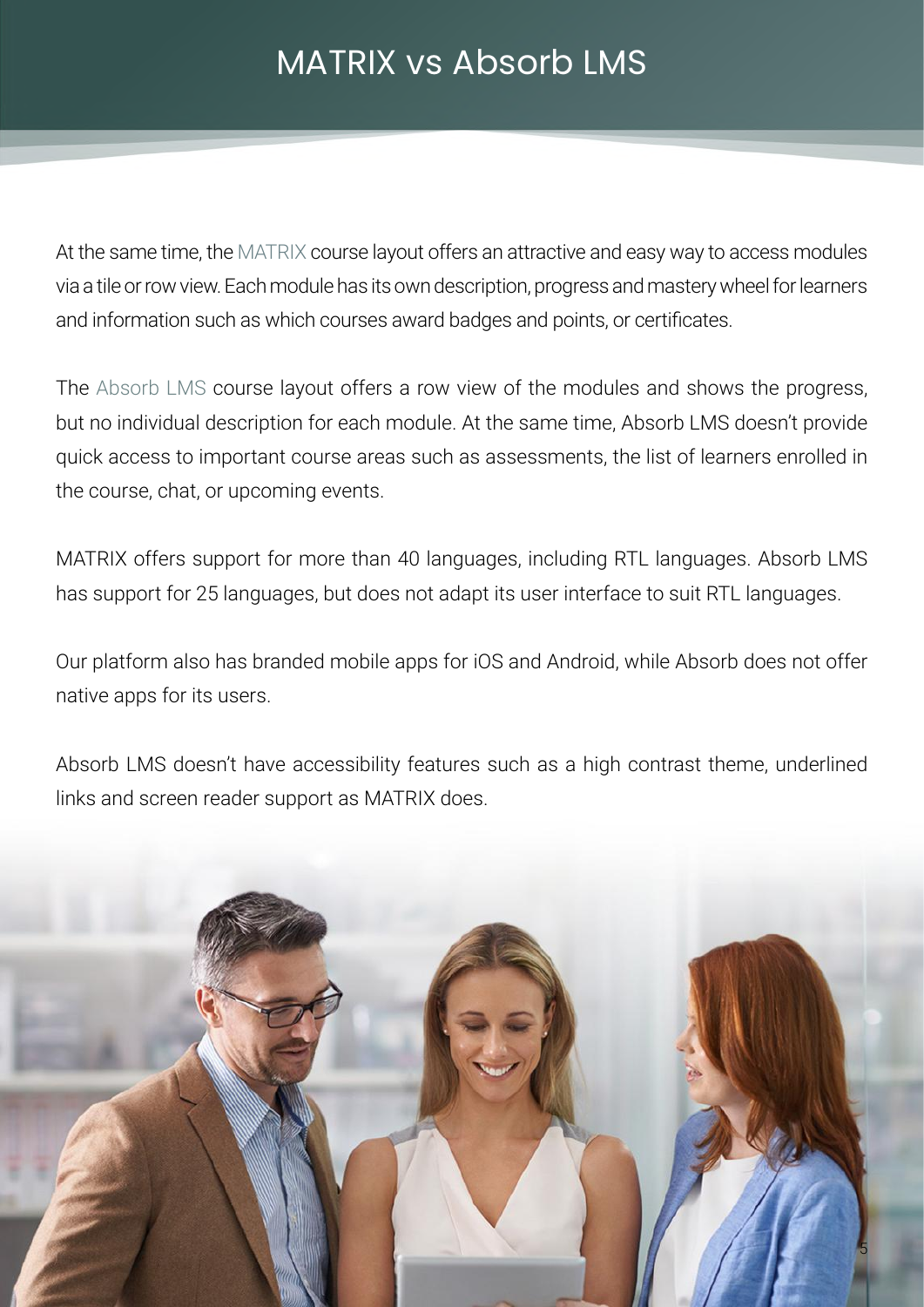# MATRIX vs Absorb LMS

At the same time, the MATRIX course layout offers an attractive and easy way to access modules via a tile or row view. Each module has its own description, progress and mastery wheel for learners and information such as which courses award badges and points, or certificates.

The Absorb LMS course layout offers a row view of the modules and shows the progress, but no individual description for each module. At the same time, Absorb LMS doesn't provide quick access to important course areas such as assessments, the list of learners enrolled in the course, chat, or upcoming events.

MATRIX offers support for more than 40 languages, including RTL languages. Absorb LMS has support for 25 languages, but does not adapt its user interface to suit RTL languages.

Our platform also has branded mobile apps for iOS and Android, while Absorb does not offer native apps for its users.

Absorb LMS doesn't have accessibility features such as a high contrast theme, underlined links and screen reader support as MATRIX does.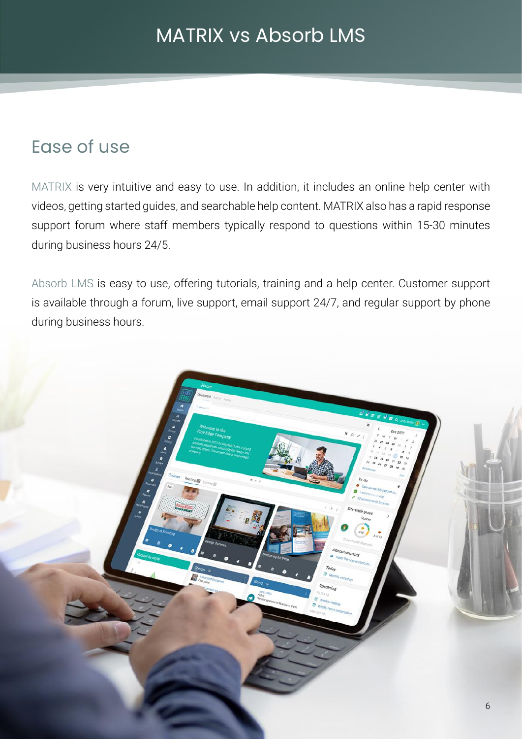# MATRIX vs Absorb LMS

## Ease of use

MATRIX is very intuitive and easy to use. In addition, it includes an online help center with videos, getting started guides, and searchable help content. MATRIX also has a rapid response support forum where staff members typically respond to questions within 15-30 minutes during business hours 24/5.

Absorb LMS is easy to use, offering tutorials, training and a help center. Customer support is available through a forum, live support, email support 24/7, and regular support by phone during business hours.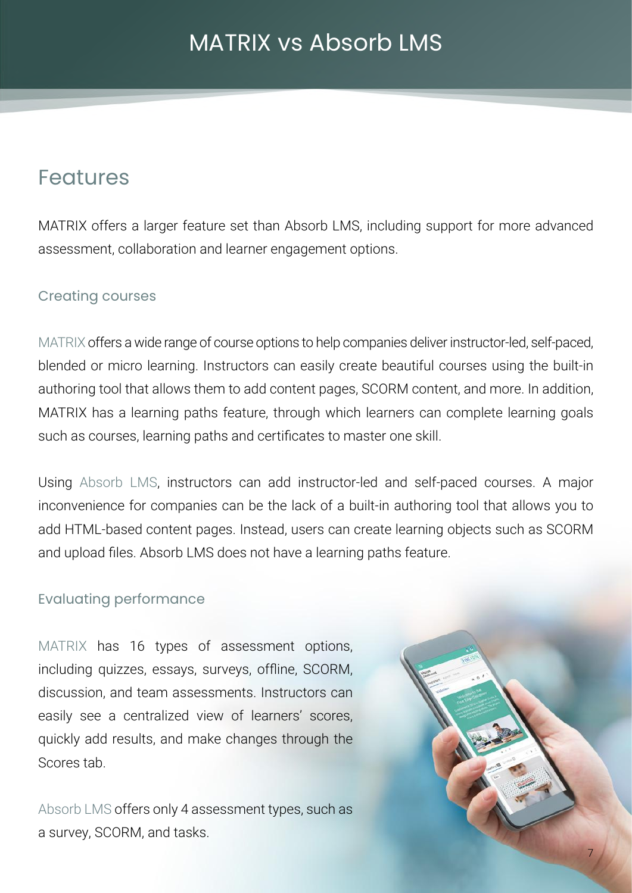# MATRIX vs Absorb LMS

## Features

MATRIX offers a larger feature set than Absorb LMS, including support for more advanced assessment, collaboration and learner engagement options.

### Creating courses

MATRIX offers a wide range of course options to help companies deliver instructor-led, self-paced, blended or micro learning. Instructors can easily create beautiful courses using the built-in authoring tool that allows them to add content pages, SCORM content, and more. In addition, MATRIX has a learning paths feature, through which learners can complete learning goals such as courses, learning paths and certificates to master one skill.

Using Absorb LMS, instructors can add instructor-led and self-paced courses. A major inconvenience for companies can be the lack of a built-in authoring tool that allows you to add HTML-based content pages. Instead, users can create learning objects such as SCORM and upload files. Absorb LMS does not have a learning paths feature.

### Evaluating performance

MATRIX has 16 types of assessment options, including quizzes, essays, surveys, offline, SCORM, discussion, and team assessments. Instructors can easily see a centralized view of learners' scores, quickly add results, and make changes through the Scores tab.

Absorb LMS offers only 4 assessment types, such as a survey, SCORM, and tasks.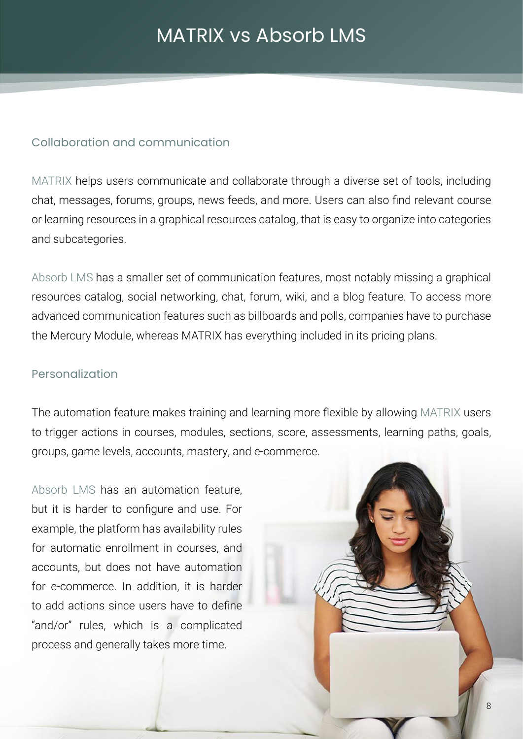# MATRIX vs Absorb LMS

## Collaboration and communication

MATRIX helps users communicate and collaborate through a diverse set of tools, including chat, messages, forums, groups, news feeds, and more. Users can also find relevant course or learning resources in a graphical resources catalog, that is easy to organize into categories and subcategories.

Absorb LMS has a smaller set of communication features, most notably missing a graphical resources catalog, social networking, chat, forum, wiki, and a blog feature. To access more advanced communication features such as billboards and polls, companies have to purchase the Mercury Module, whereas MATRIX has everything included in its pricing plans.

## Personalization

The automation feature makes training and learning more flexible by allowing MATRIX users to trigger actions in courses, modules, sections, score, assessments, learning paths, goals, groups, game levels, accounts, mastery, and e-commerce.

Absorb LMS has an automation feature, but it is harder to configure and use. For example, the platform has availability rules for automatic enrollment in courses, and accounts, but does not have automation for e-commerce. In addition, it is harder to add actions since users have to define "and/or" rules, which is a complicated process and generally takes more time.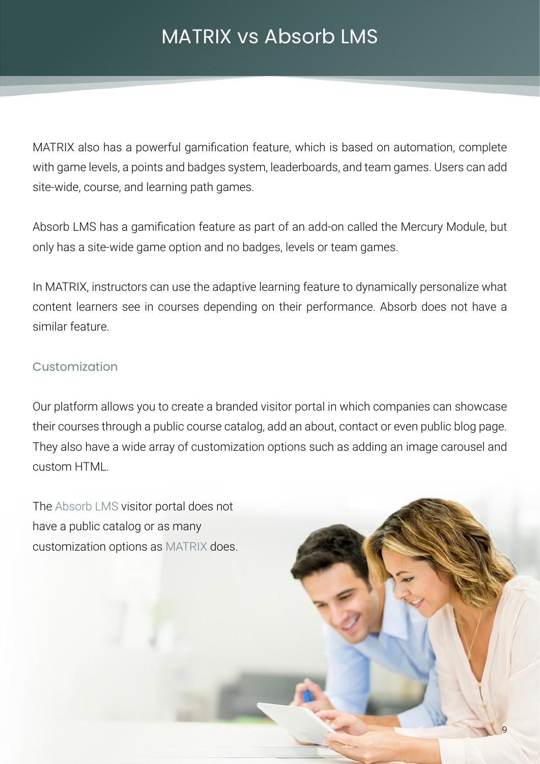# MATRIX vs Absorb LMS

MATRIX also has a powerful gamification feature, which is based on automation, complete with game levels, a points and badges system, leaderboards, and team games. Users can add site-wide, course, and learning path games.

Absorb LMS has a gamification feature as part of an add-on called the Mercury Module, but only has a site-wide game option and no badges, levels or team games.

In MATRIX, instructors can use the adaptive learning feature to dynamically personalize what content learners see in courses depending on their performance. Absorb does not have a similar feature.

## Customization

Our platform allows you to create a branded visitor portal in which companies can showcase their courses through a public course catalog, add an about, contact or even public blog page. They also have a wide array of customization options such as adding an image carousel and custom HTML.

The Absorb LMS visitor portal does not have a public catalog or as many customization options as MATRIX does.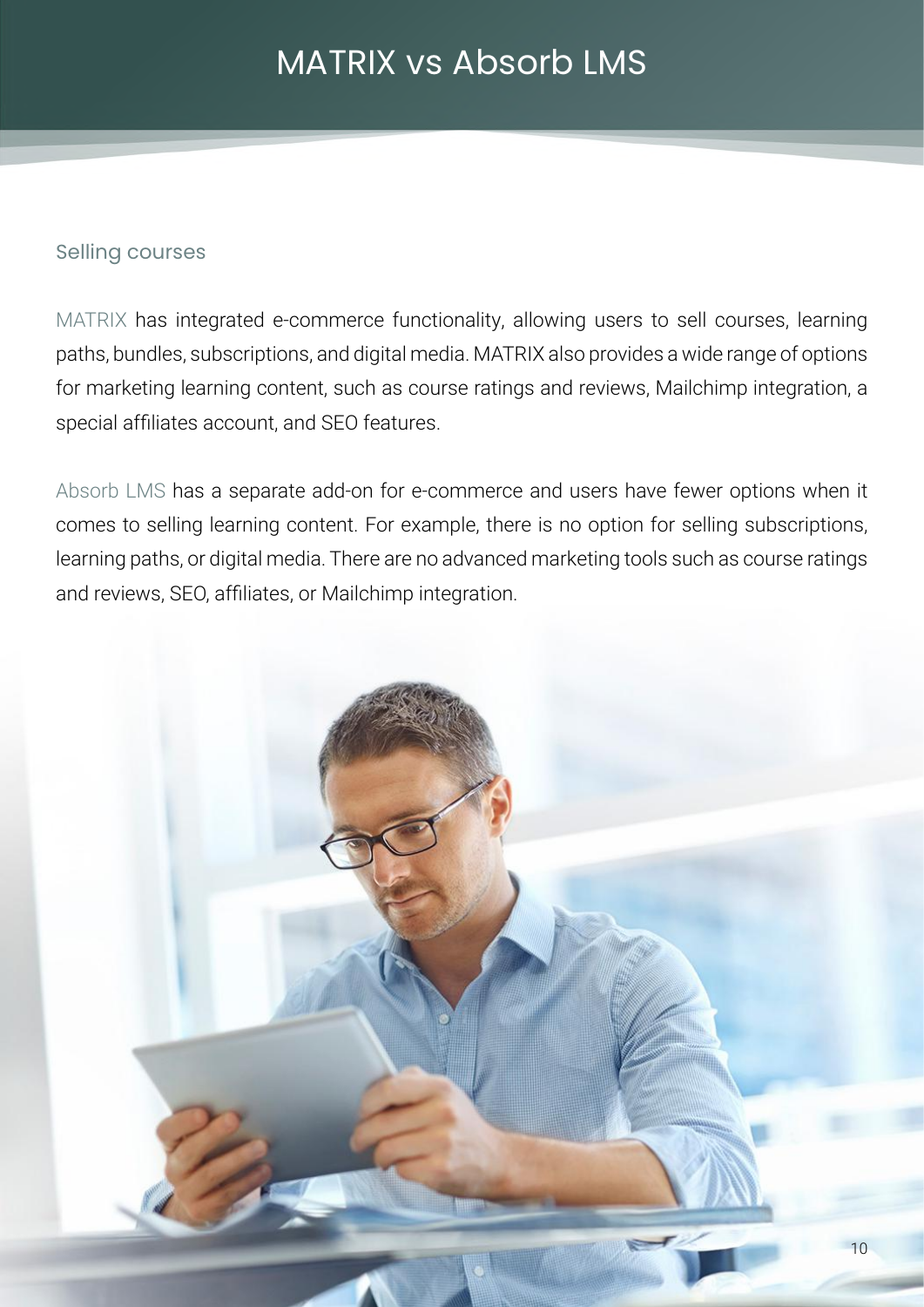# MATRIX vs Absorb LMS

## Selling courses

MATRIX has integrated e-commerce functionality, allowing users to sell courses, learning paths, bundles, subscriptions, and digital media. MATRIX also provides a wide range of options for marketing learning content, such as course ratings and reviews, Mailchimp integration, a special affiliates account, and SEO features.

Absorb LMS has a separate add-on for e-commerce and users have fewer options when it comes to selling learning content. For example, there is no option for selling subscriptions, learning paths, or digital media. There are no advanced marketing tools such as course ratings and reviews, SEO, affiliates, or Mailchimp integration.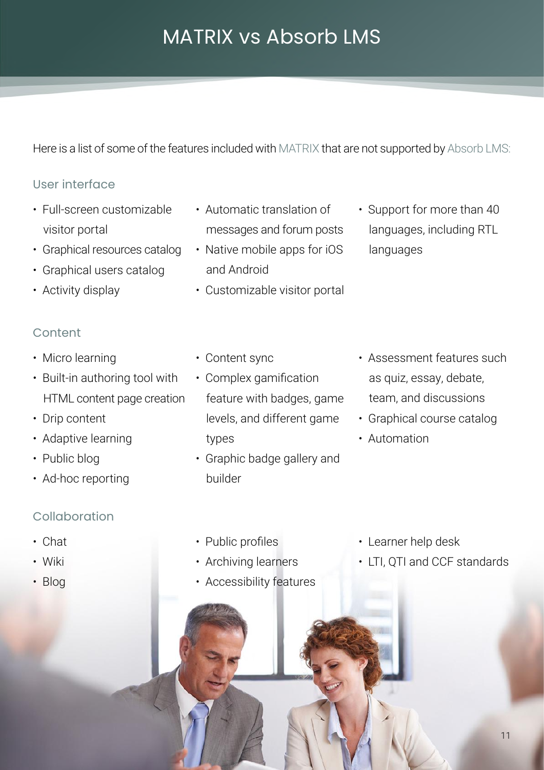# MATRIX vs Absorb LMS

Here is a list of some of the features included with MATRIX that are not supported by Absorb LMS:

## User interface

- Full-screen customizable visitor portal
- Graphical resources catalog
- Graphical users catalog
- Activity display
- Automatic translation of messages and forum posts
- Native mobile apps for iOS and Android
- Customizable visitor portal
- Support for more than 40 languages, including RTL languages

## Content

- Micro learning
- Built-in authoring tool with HTML content page creation
- Drip content
- Adaptive learning
- Public blog
- Ad-hoc reporting
- Content sync
- Complex gamification feature with badges, game levels, and different game types
- Graphic badge gallery and builder
- Assessment features such as quiz, essay, debate, team, and discussions
- Graphical course catalog
- Automation

## Collaboration

- Chat
- Wiki
- Blog
- Public profiles
- Archiving learners
- Accessibility features
- Learner help desk
- LTI, QTI and CCF standards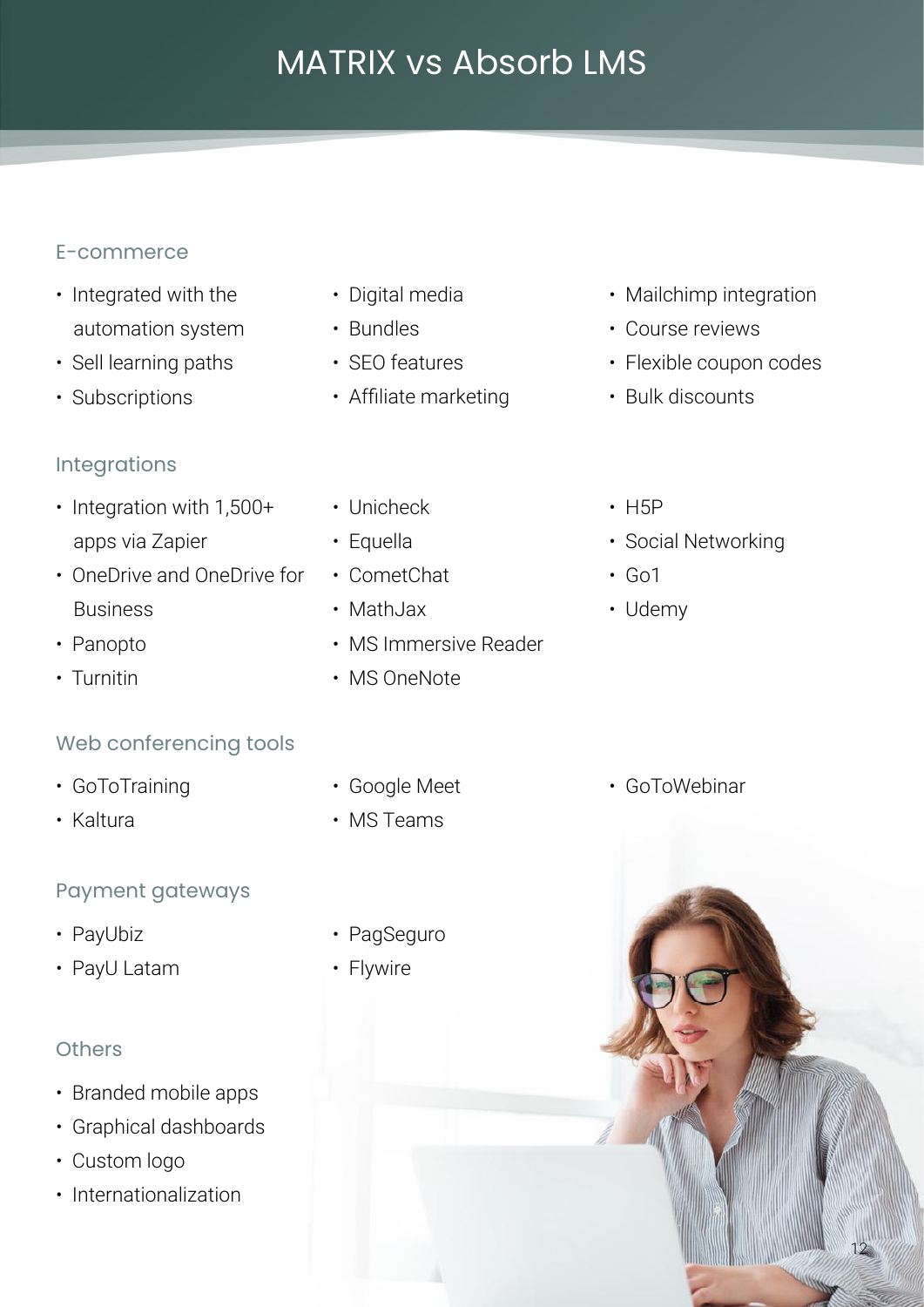# MATRIX vs Absorb LMS

### E-commerce

- Integrated with the automation system
- Sell learning paths
- Subscriptions
- Digital media
- Bundles
- SEO features
- Affiliate marketing
- Mailchimp integration
- Course reviews
- Flexible coupon codes
- Bulk discounts

### Integrations

- Integration with 1,500+ apps via Zapier
- OneDrive and OneDrive for Business
- Panopto
- Turnitin
- Unicheck
- Equella
- CometChat
- MathJax
- MS Immersive Reader
- MS OneNote
- H5P
- Social Networking
- Go1
- Udemy

### Web conferencing tools

- GoToTraining
- Kaltura
- Google Meet
- MS Teams
- GoToWebinar

### Payment gateways

- PayUbiz
- PayU Latam
- PagSeguro
- Flywire

### Others

- Branded mobile apps
- Graphical dashboards
- Custom logo
- Internationalization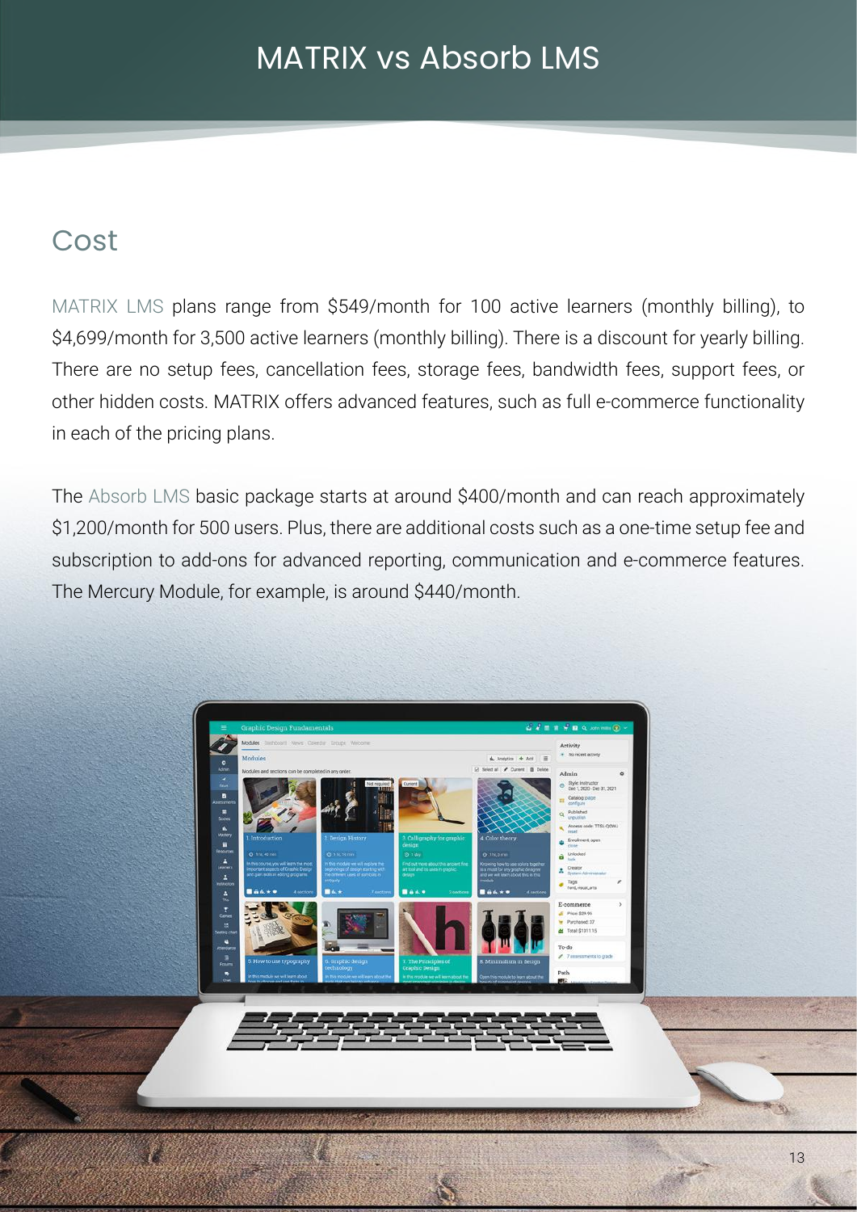# MATRIX vs Absorb LMS

## Cost

MATRIX LMS plans range from $549/month for 100 active learners (monthly billing), to $4,699/month for 3,500 active learners (monthly billing). There is a discount for yearly billing. There are no setup fees, cancellation fees, storage fees, bandwidth fees, support fees, or other hidden costs. MATRIX offers advanced features, such as full e-commerce functionality in each of the pricing plans.

The Absorb LMS basic package starts at around $400/month and can reach approximately $1,200/month for 500 users. Plus, there are additional costs such as a one-time setup fee and subscription to add-ons for advanced reporting, communication and e-commerce features. The Mercury Module, for example, is around $440/month.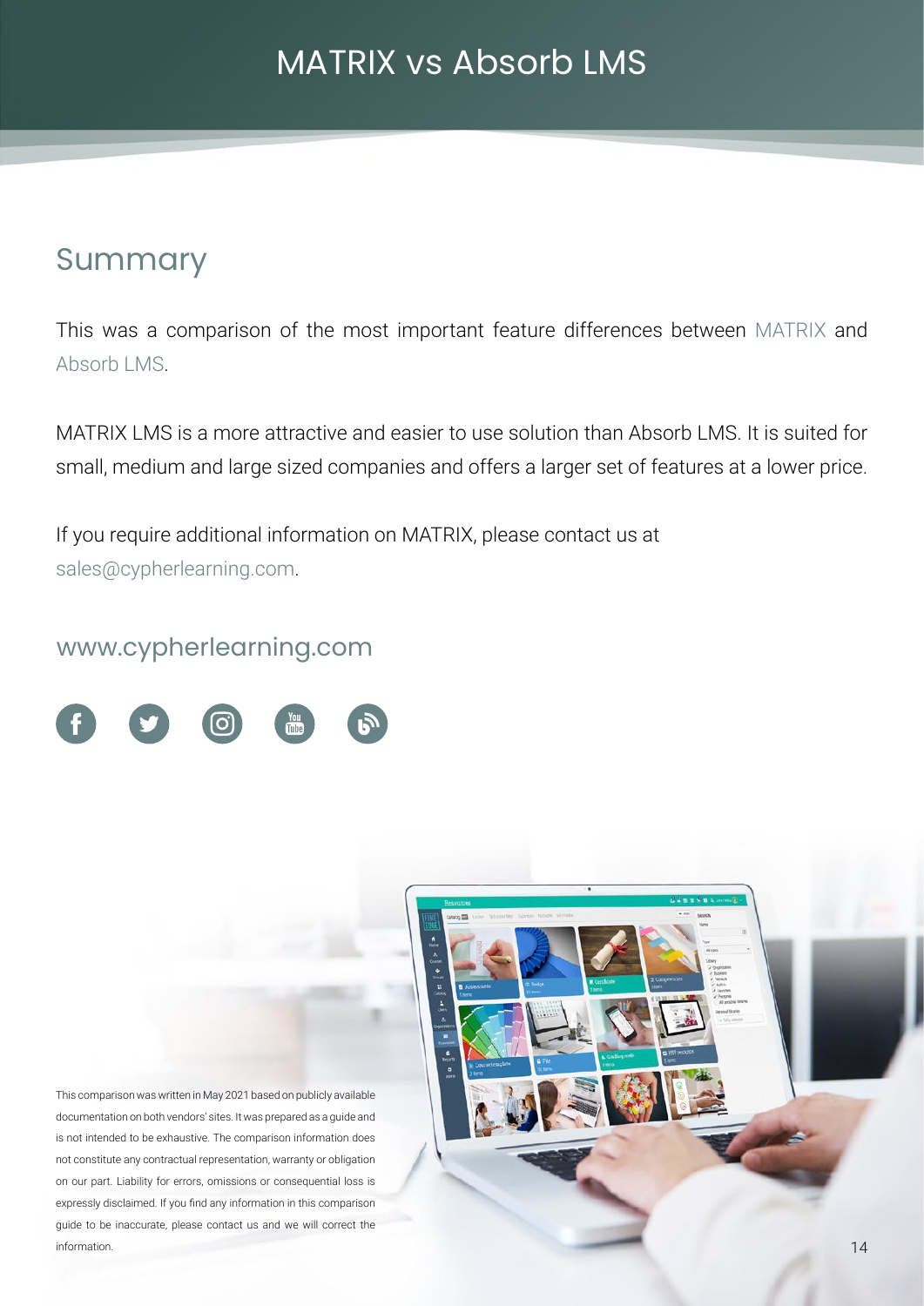# MATRIX vs Absorb LMS

## Summary

This was a comparison of the most important feature differences between MATRIX and Absorb LMS.

MATRIX LMS is a more attractive and easier to use solution than Absorb LMS. It is suited for small, medium and large sized companies and offers a larger set of features at a lower price.

If you require additional information on MATRIX, please contact us at sales@cypherlearning.com.

www.cypherlearning.com

This comparison was written in May 2021 based on publicly available documentation on both vendors' sites. It was prepared as a guide and is not intended to be exhaustive. The comparison information does not constitute any contractual representation, warranty or obligation on our part. Liability for errors, omissions or consequential loss is expressly disclaimed. If you find any information in this comparison guide to be inaccurate, please contact us and we will correct the information.